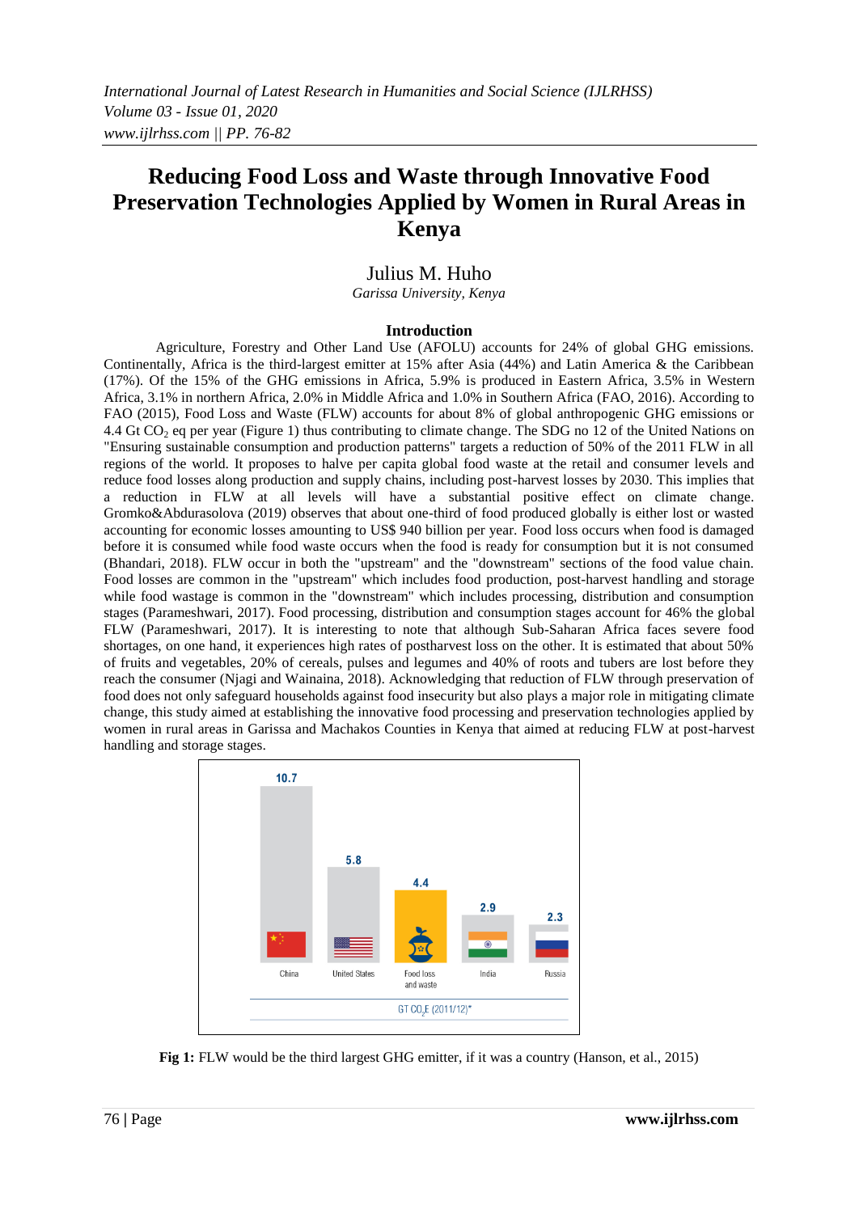# Reducing Food Loss and Waste through Innovative Food Preservation Technologies Applied by Women in Rural Areas in Kenya

Julius M. Huho

*Garissa University, Kenya*

## Introduction

Agriculture, Forestry and Other Land Use (AFOLU) accounts for 24% of global GHG emissions. Continentally, Africa is the third-largest emitter at 15% after Asia (44%) and Latin America & the Caribbean (17%). Of the 15% of the GHG emissions in Africa, 5.9% is produced in Eastern Africa, 3.5% in Western Africa, 3.1% in northern Africa, 2.0% in Middle Africa and 1.0% in Southern Africa (FAO, 2016). According to FAO (2015), Food Loss and Waste (FLW) accounts for about 8% of global anthropogenic GHG emissions or 4.4 Gt $CO_2$ eq per year (Figure 1) thus contributing to climate change. The SDG no 12 of the United Nations on "Ensuring sustainable consumption and production patterns" targets a reduction of 50% of the 2011 FLW in all regions of the world. It proposes to halve per capita global food waste at the retail and consumer levels and reduce food losses along production and supply chains, including post-harvest losses by 2030. This implies that a reduction in FLW at all levels will have a substantial positive effect on climate change. Gromko&Abdurasolova (2019) observes that about one-third of food produced globally is either lost or wasted accounting for economic losses amounting to US$ 940 billion per year. Food loss occurs when food is damaged before it is consumed while food waste occurs when the food is ready for consumption but it is not consumed (Bhandari, 2018). FLW occur in both the "upstream" and the "downstream" sections of the food value chain. Food losses are common in the "upstream" which includes food production, post-harvest handling and storage while food wastage is common in the "downstream" which includes processing, distribution and consumption stages (Parameshwari, 2017). Food processing, distribution and consumption stages account for 46% the global FLW (Parameshwari, 2017). It is interesting to note that although Sub-Saharan Africa faces severe food shortages, on one hand, it experiences high rates of postharvest loss on the other. It is estimated that about 50% of fruits and vegetables, 20% of cereals, pulses and legumes and 40% of roots and tubers are lost before they reach the consumer (Njagi and Wainaina, 2018). Acknowledging that reduction of FLW through preservation of food does not only safeguard households against food insecurity but also plays a major role in mitigating climate change, this study aimed at establishing the innovative food processing and preservation technologies applied by women in rural areas in Garissa and Machakos Counties in Kenya that aimed at reducing FLW at post-harvest handling and storage stages.

| China | United States | Food loss and waste | India | Russia |
|---|---|---|---|---|
| 10.7 | 5.8 | 4.4 | 2.9 | 2.3 |

GT $CO_2E$ (2011/12)*

**Fig 1:** FLW would be the third largest GHG emitter, if it was a country (Hanson, et al., 2015)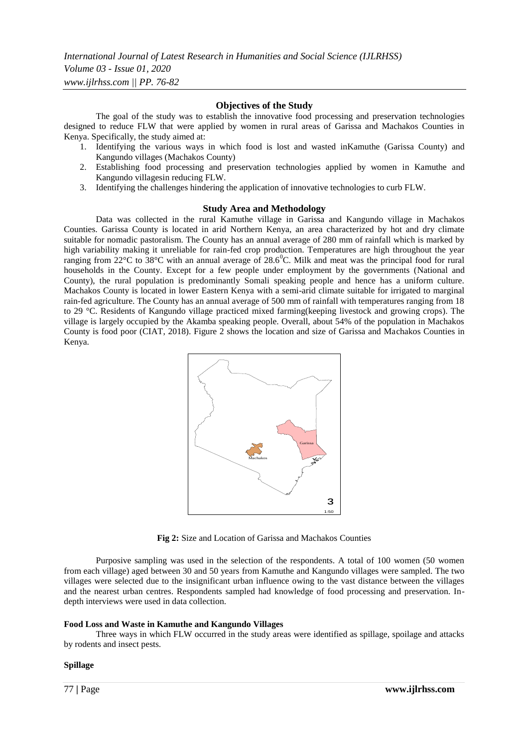## Objectives of the Study

The goal of the study was to establish the innovative food processing and preservation technologies designed to reduce FLW that were applied by women in rural areas of Garissa and Machakos Counties in Kenya. Specifically, the study aimed at:

1. Identifying the various ways in which food is lost and wasted inKamuthe (Garissa County) and Kangundo villages (Machakos County)
2. Establishing food processing and preservation technologies applied by women in Kamuthe and Kangundo villagesin reducing FLW.
3. Identifying the challenges hindering the application of innovative technologies to curb FLW.

## Study Area and Methodology

Data was collected in the rural Kamuthe village in Garissa and Kangundo village in Machakos Counties. Garissa County is located in arid Northern Kenya, an area characterized by hot and dry climate suitable for nomadic pastoralism. The County has an annual average of 280 mm of rainfall which is marked by high variability making it unreliable for rain-fed crop production. Temperatures are high throughout the year ranging from 22°C to 38°C with an annual average of $28.6^0$C. Milk and meat was the principal food for rural households in the County. Except for a few people under employment by the governments (National and County), the rural population is predominantly Somali speaking people and hence has a uniform culture. Machakos County is located in lower Eastern Kenya with a semi-arid climate suitable for irrigated to marginal rain-fed agriculture. The County has an annual average of 500 mm of rainfall with temperatures ranging from 18 to 29 °C. Residents of Kangundo village practiced mixed farming(keeping livestock and growing crops). The village is largely occupied by the Akamba speaking people. Overall, about 54% of the population in Machakos County is food poor (CIAT, 2018). Figure 2 shows the location and size of Garissa and Machakos Counties in Kenya.

**Fig 2:** Size and Location of Garissa and Machakos Counties

Purposive sampling was used in the selection of the respondents. A total of 100 women (50 women from each village) aged between 30 and 50 years from Kamuthe and Kangundo villages were sampled. The two villages were selected due to the insignificant urban influence owing to the vast distance between the villages and the nearest urban centres. Respondents sampled had knowledge of food processing and preservation. In-depth interviews were used in data collection.

### Food Loss and Waste in Kamuthe and Kangundo Villages

Three ways in which FLW occurred in the study areas were identified as spillage, spoilage and attacks by rodents and insect pests.

### Spillage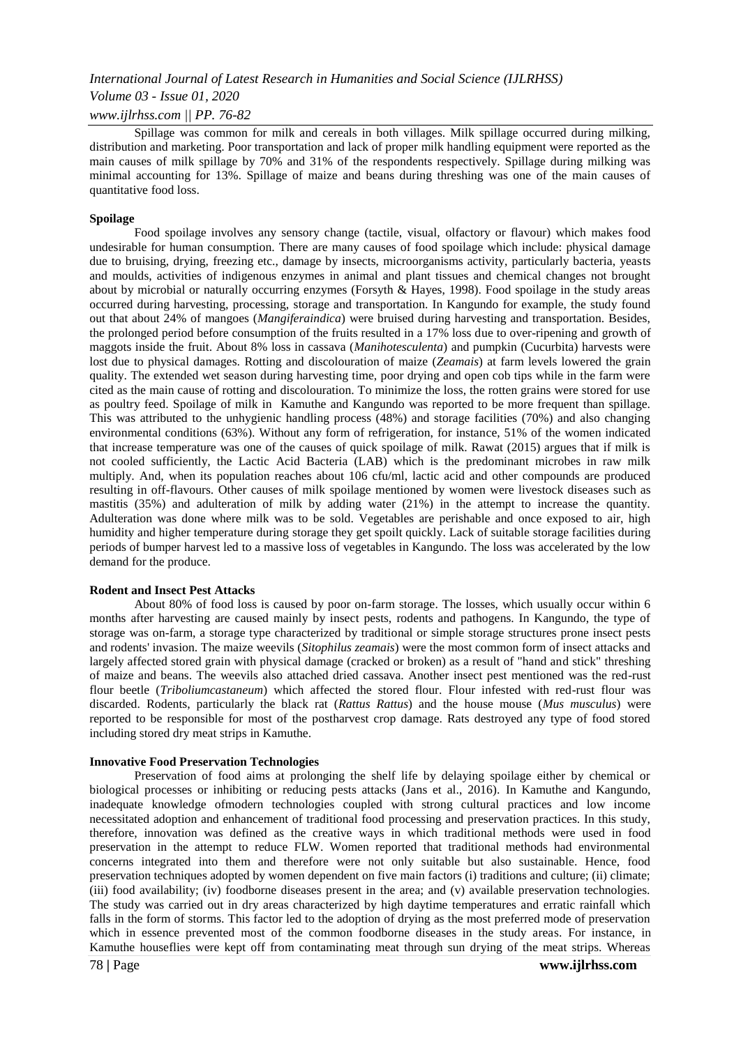Spillage was common for milk and cereals in both villages. Milk spillage occurred during milking, distribution and marketing. Poor transportation and lack of proper milk handling equipment were reported as the main causes of milk spillage by 70% and 31% of the respondents respectively. Spillage during milking was minimal accounting for 13%. Spillage of maize and beans during threshing was one of the main causes of quantitative food loss.

**Spoilage**

Food spoilage involves any sensory change (tactile, visual, olfactory or flavour) which makes food undesirable for human consumption. There are many causes of food spoilage which include: physical damage due to bruising, drying, freezing etc., damage by insects, microorganisms activity, particularly bacteria, yeasts and moulds, activities of indigenous enzymes in animal and plant tissues and chemical changes not brought about by microbial or naturally occurring enzymes (Forsyth & Hayes, 1998). Food spoilage in the study areas occurred during harvesting, processing, storage and transportation. In Kangundo for example, the study found out that about 24% of mangoes (*Mangiferaindica*) were bruised during harvesting and transportation. Besides, the prolonged period before consumption of the fruits resulted in a 17% loss due to over-ripening and growth of maggots inside the fruit. About 8% loss in cassava (*Manihotesculenta*) and pumpkin (Cucurbita) harvests were lost due to physical damages. Rotting and discolouration of maize (*Zeamais*) at farm levels lowered the grain quality. The extended wet season during harvesting time, poor drying and open cob tips while in the farm were cited as the main cause of rotting and discolouration. To minimize the loss, the rotten grains were stored for use as poultry feed. Spoilage of milk in Kamuthe and Kangundo was reported to be more frequent than spillage. This was attributed to the unhygienic handling process (48%) and storage facilities (70%) and also changing environmental conditions (63%). Without any form of refrigeration, for instance, 51% of the women indicated that increase temperature was one of the causes of quick spoilage of milk. Rawat (2015) argues that if milk is not cooled sufficiently, the Lactic Acid Bacteria (LAB) which is the predominant microbes in raw milk multiply. And, when its population reaches about 106 cfu/ml, lactic acid and other compounds are produced resulting in off-flavours. Other causes of milk spoilage mentioned by women were livestock diseases such as mastitis (35%) and adulteration of milk by adding water (21%) in the attempt to increase the quantity. Adulteration was done where milk was to be sold. Vegetables are perishable and once exposed to air, high humidity and higher temperature during storage they get spoilt quickly. Lack of suitable storage facilities during periods of bumper harvest led to a massive loss of vegetables in Kangundo. The loss was accelerated by the low demand for the produce.

**Rodent and Insect Pest Attacks**

About 80% of food loss is caused by poor on-farm storage. The losses, which usually occur within 6 months after harvesting are caused mainly by insect pests, rodents and pathogens. In Kangundo, the type of storage was on-farm, a storage type characterized by traditional or simple storage structures prone insect pests and rodents' invasion. The maize weevils (*Sitophilus zeamais*) were the most common form of insect attacks and largely affected stored grain with physical damage (cracked or broken) as a result of "hand and stick" threshing of maize and beans. The weevils also attached dried cassava. Another insect pest mentioned was the red-rust flour beetle (*Triboliumcastaneum*) which affected the stored flour. Flour infested with red-rust flour was discarded. Rodents, particularly the black rat (*Rattus Rattus*) and the house mouse (*Mus musculus*) were reported to be responsible for most of the postharvest crop damage. Rats destroyed any type of food stored including stored dry meat strips in Kamuthe.

**Innovative Food Preservation Technologies**

Preservation of food aims at prolonging the shelf life by delaying spoilage either by chemical or biological processes or inhibiting or reducing pests attacks (Jans et al., 2016). In Kamuthe and Kangundo, inadequate knowledge ofmodern technologies coupled with strong cultural practices and low income necessitated adoption and enhancement of traditional food processing and preservation practices. In this study, therefore, innovation was defined as the creative ways in which traditional methods were used in food preservation in the attempt to reduce FLW. Women reported that traditional methods had environmental concerns integrated into them and therefore were not only suitable but also sustainable. Hence, food preservation techniques adopted by women dependent on five main factors (i) traditions and culture; (ii) climate; (iii) food availability; (iv) foodborne diseases present in the area; and (v) available preservation technologies. The study was carried out in dry areas characterized by high daytime temperatures and erratic rainfall which falls in the form of storms. This factor led to the adoption of drying as the most preferred mode of preservation which in essence prevented most of the common foodborne diseases in the study areas. For instance, in Kamuthe houseflies were kept off from contaminating meat through sun drying of the meat strips. Whereas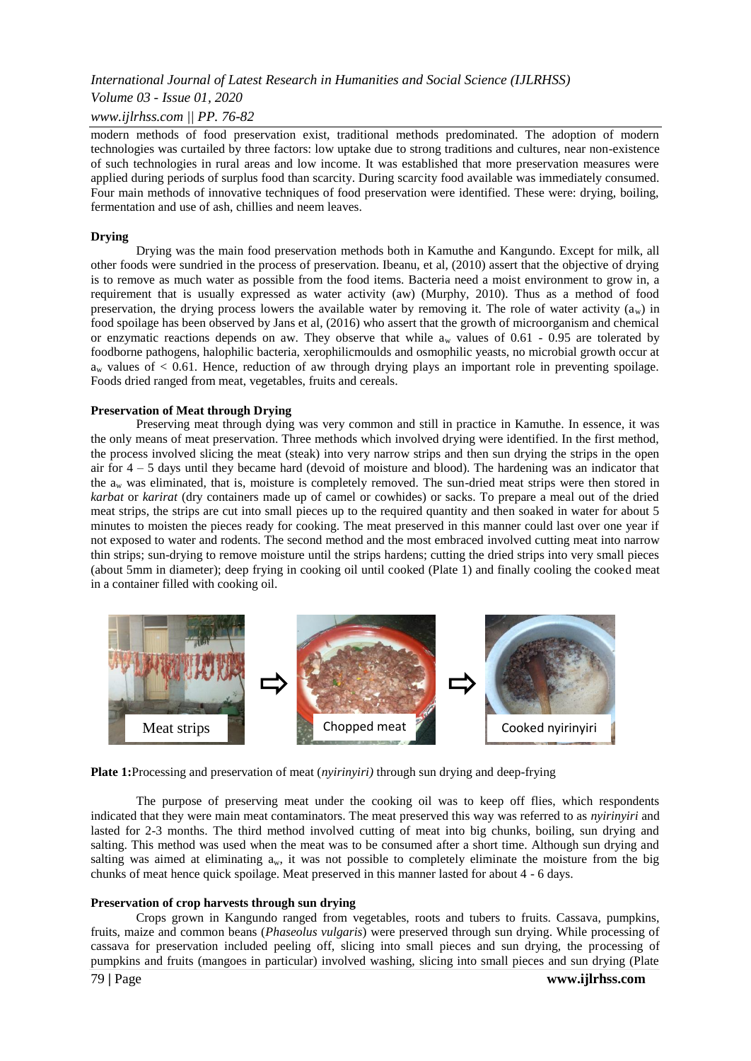modern methods of food preservation exist, traditional methods predominated. The adoption of modern technologies was curtailed by three factors: low uptake due to strong traditions and cultures, near non-existence of such technologies in rural areas and low income. It was established that more preservation measures were applied during periods of surplus food than scarcity. During scarcity food available was immediately consumed. Four main methods of innovative techniques of food preservation were identified. These were: drying, boiling, fermentation and use of ash, chillies and neem leaves.

**Drying**

Drying was the main food preservation methods both in Kamuthe and Kangundo. Except for milk, all other foods were sundried in the process of preservation. Ibeanu, et al, (2010) assert that the objective of drying is to remove as much water as possible from the food items. Bacteria need a moist environment to grow in, a requirement that is usually expressed as water activity (aw) (Murphy, 2010). Thus as a method of food preservation, the drying process lowers the available water by removing it. The role of water activity ($a_w$) in food spoilage has been observed by Jans et al, (2016) who assert that the growth of microorganism and chemical or enzymatic reactions depends on aw. They observe that while $a_w$ values of 0.61 - 0.95 are tolerated by foodborne pathogens, halophilic bacteria, xerophilicmoulds and osmophilic yeasts, no microbial growth occur at $a_w$ values of < 0.61. Hence, reduction of aw through drying plays an important role in preventing spoilage. Foods dried ranged from meat, vegetables, fruits and cereals.

**Preservation of Meat through Drying**

Preserving meat through dying was very common and still in practice in Kamuthe. In essence, it was the only means of meat preservation. Three methods which involved drying were identified. In the first method, the process involved slicing the meat (steak) into very narrow strips and then sun drying the strips in the open air for 4 – 5 days until they became hard (devoid of moisture and blood). The hardening was an indicator that the $a_w$ was eliminated, that is, moisture is completely removed. The sun-dried meat strips were then stored in *karbat* or *karirat* (dry containers made up of camel or cowhides) or sacks. To prepare a meal out of the dried meat strips, the strips are cut into small pieces up to the required quantity and then soaked in water for about 5 minutes to moisten the pieces ready for cooking. The meat preserved in this manner could last over one year if not exposed to water and rodents. The second method and the most embraced involved cutting meat into narrow thin strips; sun-drying to remove moisture until the strips hardens; cutting the dried strips into very small pieces (about 5mm in diameter); deep frying in cooking oil until cooked (Plate 1) and finally cooling the cooked meat in a container filled with cooking oil.

Meat strips ⇨ Chopped meat ⇨ Cooked nyirinyiri

**Plate 1:**Processing and preservation of meat (*nyirinyiri)* through sun drying and deep-frying

The purpose of preserving meat under the cooking oil was to keep off flies, which respondents indicated that they were main meat contaminators. The meat preserved this way was referred to as *nyirinyiri* and lasted for 2-3 months. The third method involved cutting of meat into big chunks, boiling, sun drying and salting. This method was used when the meat was to be consumed after a short time. Although sun drying and salting was aimed at eliminating $a_w$, it was not possible to completely eliminate the moisture from the big chunks of meat hence quick spoilage. Meat preserved in this manner lasted for about 4 - 6 days.

**Preservation of crop harvests through sun drying**

Crops grown in Kangundo ranged from vegetables, roots and tubers to fruits. Cassava, pumpkins, fruits, maize and common beans (*Phaseolus vulgaris*) were preserved through sun drying. While processing of cassava for preservation included peeling off, slicing into small pieces and sun drying, the processing of pumpkins and fruits (mangoes in particular) involved washing, slicing into small pieces and sun drying (Plate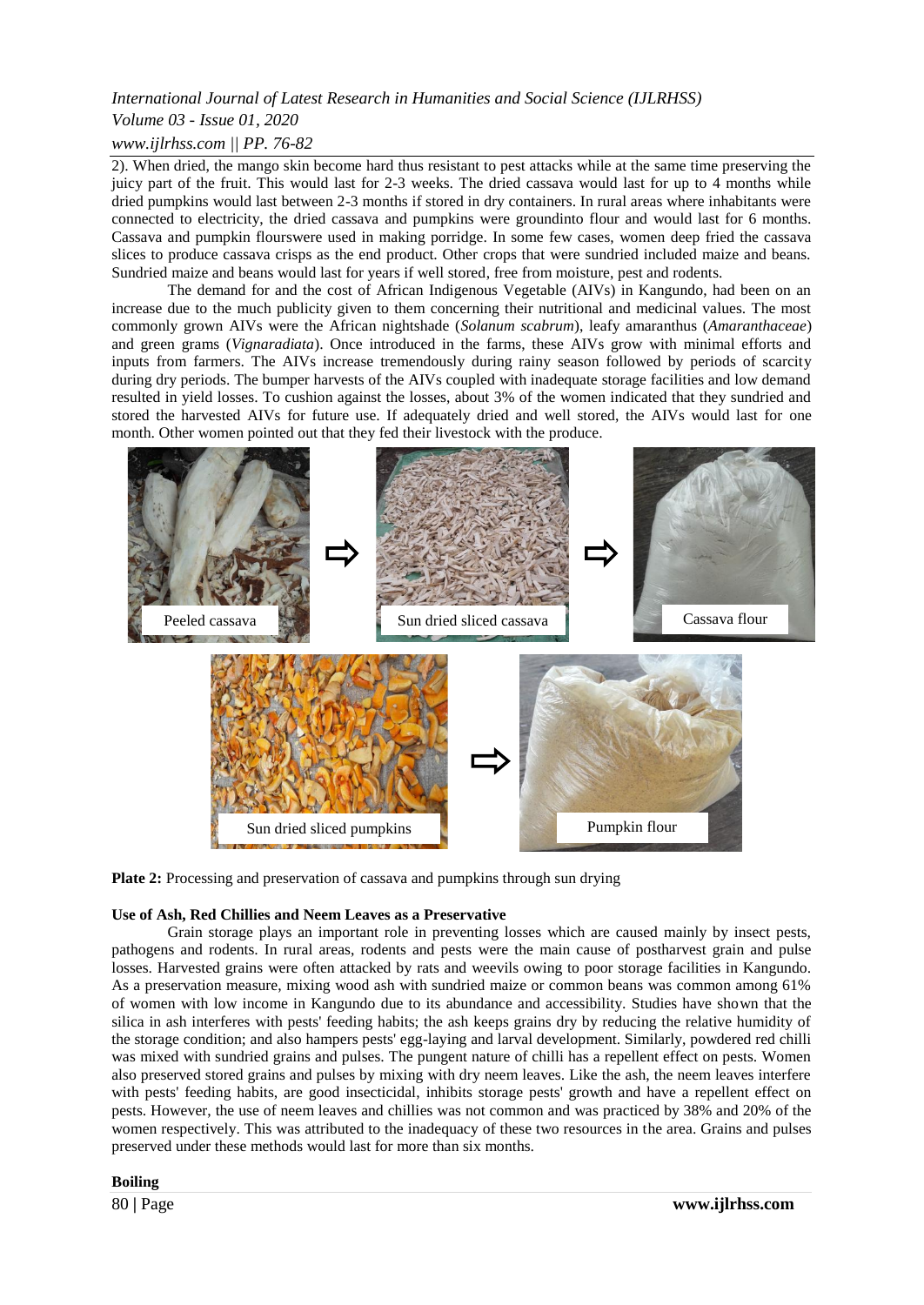2). When dried, the mango skin become hard thus resistant to pest attacks while at the same time preserving the juicy part of the fruit. This would last for 2-3 weeks. The dried cassava would last for up to 4 months while dried pumpkins would last between 2-3 months if stored in dry containers. In rural areas where inhabitants were connected to electricity, the dried cassava and pumpkins were groundinto flour and would last for 6 months. Cassava and pumpkin flourswere used in making porridge. In some few cases, women deep fried the cassava slices to produce cassava crisps as the end product. Other crops that were sundried included maize and beans. Sundried maize and beans would last for years if well stored, free from moisture, pest and rodents.

The demand for and the cost of African Indigenous Vegetable (AIVs) in Kangundo, had been on an increase due to the much publicity given to them concerning their nutritional and medicinal values. The most commonly grown AIVs were the African nightshade (*Solanum scabrum*), leafy amaranthus (*Amaranthaceae*) and green grams (*Vignaradiata*). Once introduced in the farms, these AIVs grow with minimal efforts and inputs from farmers. The AIVs increase tremendously during rainy season followed by periods of scarcity during dry periods. The bumper harvests of the AIVs coupled with inadequate storage facilities and low demand resulted in yield losses. To cushion against the losses, about 3% of the women indicated that they sundried and stored the harvested AIVs for future use. If adequately dried and well stored, the AIVs would last for one month. Other women pointed out that they fed their livestock with the produce.

Peeled cassava ⇨ Sun dried sliced cassava ⇨ Cassava flour

Sun dried sliced pumpkins ⇨ Pumpkin flour

**Plate 2:** Processing and preservation of cassava and pumpkins through sun drying

**Use of Ash, Red Chillies and Neem Leaves as a Preservative**

Grain storage plays an important role in preventing losses which are caused mainly by insect pests, pathogens and rodents. In rural areas, rodents and pests were the main cause of postharvest grain and pulse losses. Harvested grains were often attacked by rats and weevils owing to poor storage facilities in Kangundo. As a preservation measure, mixing wood ash with sundried maize or common beans was common among 61% of women with low income in Kangundo due to its abundance and accessibility. Studies have shown that the silica in ash interferes with pests' feeding habits; the ash keeps grains dry by reducing the relative humidity of the storage condition; and also hampers pests' egg-laying and larval development. Similarly, powdered red chilli was mixed with sundried grains and pulses. The pungent nature of chilli has a repellent effect on pests. Women also preserved stored grains and pulses by mixing with dry neem leaves. Like the ash, the neem leaves interfere with pests' feeding habits, are good insecticidal, inhibits storage pests' growth and have a repellent effect on pests. However, the use of neem leaves and chillies was not common and was practiced by 38% and 20% of the women respectively. This was attributed to the inadequacy of these two resources in the area. Grains and pulses preserved under these methods would last for more than six months.

**Boiling**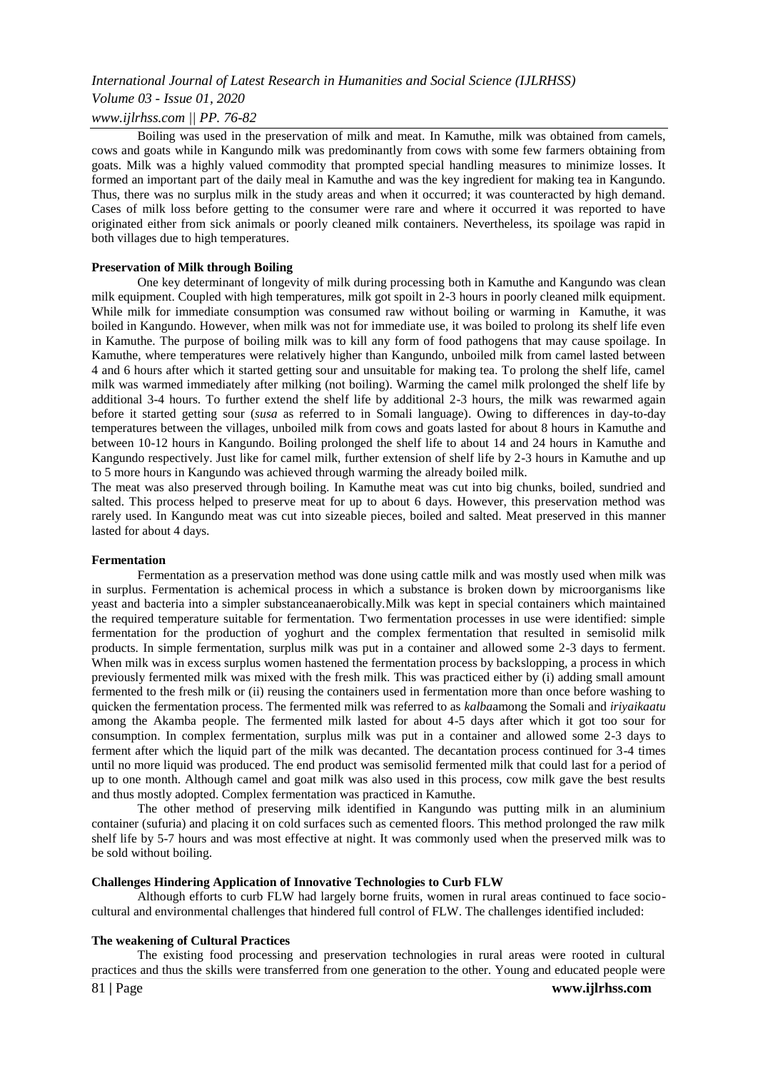Boiling was used in the preservation of milk and meat. In Kamuthe, milk was obtained from camels, cows and goats while in Kangundo milk was predominantly from cows with some few farmers obtaining from goats. Milk was a highly valued commodity that prompted special handling measures to minimize losses. It formed an important part of the daily meal in Kamuthe and was the key ingredient for making tea in Kangundo. Thus, there was no surplus milk in the study areas and when it occurred; it was counteracted by high demand. Cases of milk loss before getting to the consumer were rare and where it occurred it was reported to have originated either from sick animals or poorly cleaned milk containers. Nevertheless, its spoilage was rapid in both villages due to high temperatures.

**Preservation of Milk through Boiling**

One key determinant of longevity of milk during processing both in Kamuthe and Kangundo was clean milk equipment. Coupled with high temperatures, milk got spoilt in 2-3 hours in poorly cleaned milk equipment. While milk for immediate consumption was consumed raw without boiling or warming in Kamuthe, it was boiled in Kangundo. However, when milk was not for immediate use, it was boiled to prolong its shelf life even in Kamuthe. The purpose of boiling milk was to kill any form of food pathogens that may cause spoilage. In Kamuthe, where temperatures were relatively higher than Kangundo, unboiled milk from camel lasted between 4 and 6 hours after which it started getting sour and unsuitable for making tea. To prolong the shelf life, camel milk was warmed immediately after milking (not boiling). Warming the camel milk prolonged the shelf life by additional 3-4 hours. To further extend the shelf life by additional 2-3 hours, the milk was rewarmed again before it started getting sour (*susa* as referred to in Somali language). Owing to differences in day-to-day temperatures between the villages, unboiled milk from cows and goats lasted for about 8 hours in Kamuthe and between 10-12 hours in Kangundo. Boiling prolonged the shelf life to about 14 and 24 hours in Kamuthe and Kangundo respectively. Just like for camel milk, further extension of shelf life by 2-3 hours in Kamuthe and up to 5 more hours in Kangundo was achieved through warming the already boiled milk.

The meat was also preserved through boiling. In Kamuthe meat was cut into big chunks, boiled, sundried and salted. This process helped to preserve meat for up to about 6 days. However, this preservation method was rarely used. In Kangundo meat was cut into sizeable pieces, boiled and salted. Meat preserved in this manner lasted for about 4 days.

**Fermentation**

Fermentation as a preservation method was done using cattle milk and was mostly used when milk was in surplus. Fermentation is achemical process in which a substance is broken down by microorganisms like yeast and bacteria into a simpler substanceanaerobically.Milk was kept in special containers which maintained the required temperature suitable for fermentation. Two fermentation processes in use were identified: simple fermentation for the production of yoghurt and the complex fermentation that resulted in semisolid milk products. In simple fermentation, surplus milk was put in a container and allowed some 2-3 days to ferment. When milk was in excess surplus women hastened the fermentation process by backslopping, a process in which previously fermented milk was mixed with the fresh milk. This was practiced either by (i) adding small amount fermented to the fresh milk or (ii) reusing the containers used in fermentation more than once before washing to quicken the fermentation process. The fermented milk was referred to as *kalba*among the Somali and *iriyaikaatu* among the Akamba people. The fermented milk lasted for about 4-5 days after which it got too sour for consumption. In complex fermentation, surplus milk was put in a container and allowed some 2-3 days to ferment after which the liquid part of the milk was decanted. The decantation process continued for 3-4 times until no more liquid was produced. The end product was semisolid fermented milk that could last for a period of up to one month. Although camel and goat milk was also used in this process, cow milk gave the best results and thus mostly adopted. Complex fermentation was practiced in Kamuthe.

The other method of preserving milk identified in Kangundo was putting milk in an aluminium container (sufuria) and placing it on cold surfaces such as cemented floors. This method prolonged the raw milk shelf life by 5-7 hours and was most effective at night. It was commonly used when the preserved milk was to be sold without boiling.

**Challenges Hindering Application of Innovative Technologies to Curb FLW**

Although efforts to curb FLW had largely borne fruits, women in rural areas continued to face socio-cultural and environmental challenges that hindered full control of FLW. The challenges identified included:

**The weakening of Cultural Practices**

The existing food processing and preservation technologies in rural areas were rooted in cultural practices and thus the skills were transferred from one generation to the other. Young and educated people were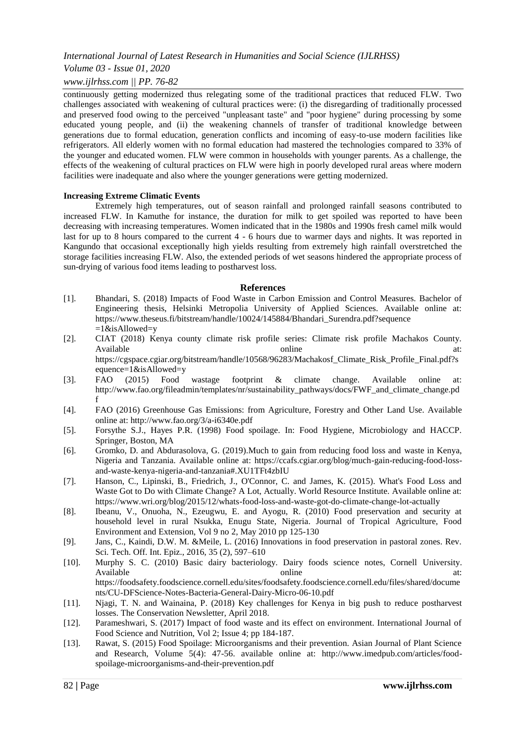continuously getting modernized thus relegating some of the traditional practices that reduced FLW. Two challenges associated with weakening of cultural practices were: (i) the disregarding of traditionally processed and preserved food owing to the perceived "unpleasant taste" and "poor hygiene" during processing by some educated young people, and (ii) the weakening channels of transfer of traditional knowledge between generations due to formal education, generation conflicts and incoming of easy-to-use modern facilities like refrigerators. All elderly women with no formal education had mastered the technologies compared to 33% of the younger and educated women. FLW were common in households with younger parents. As a challenge, the effects of the weakening of cultural practices on FLW were high in poorly developed rural areas where modern facilities were inadequate and also where the younger generations were getting modernized.

**Increasing Extreme Climatic Events**

Extremely high temperatures, out of season rainfall and prolonged rainfall seasons contributed to increased FLW. In Kamuthe for instance, the duration for milk to get spoiled was reported to have been decreasing with increasing temperatures. Women indicated that in the 1980s and 1990s fresh camel milk would last for up to 8 hours compared to the current 4 - 6 hours due to warmer days and nights. It was reported in Kangundo that occasional exceptionally high yields resulting from extremely high rainfall overstretched the storage facilities increasing FLW. Also, the extended periods of wet seasons hindered the appropriate process of sun-drying of various food items leading to postharvest loss.

## References

[1]. Bhandari, S. (2018) Impacts of Food Waste in Carbon Emission and Control Measures. Bachelor of Engineering thesis, Helsinki Metropolia University of Applied Sciences. Available online at: https://www.theseus.fi/bitstream/handle/10024/145884/Bhandari_Surendra.pdf?sequence =1&isAllowed=y

[2]. CIAT (2018) Kenya county climate risk profile series: Climate risk profile Machakos County. Available online at: https://cgspace.cgiar.org/bitstream/handle/10568/96283/Machakosf_Climate_Risk_Profile_Final.pdf?sequence=1&isAllowed=y

[3]. FAO (2015) Food wastage footprint & climate change. Available online at: http://www.fao.org/fileadmin/templates/nr/sustainability_pathways/docs/FWF_and_climate_change.pdf

[4]. FAO (2016) Greenhouse Gas Emissions: from Agriculture, Forestry and Other Land Use. Available online at: http://www.fao.org/3/a-i6340e.pdf

[5]. Forsythe S.J., Hayes P.R. (1998) Food spoilage. In: Food Hygiene, Microbiology and HACCP. Springer, Boston, MA

[6]. Gromko, D. and Abdurasolova, G. (2019).Much to gain from reducing food loss and waste in Kenya, Nigeria and Tanzania. Available online at: https://ccafs.cgiar.org/blog/much-gain-reducing-food-loss-and-waste-kenya-nigeria-and-tanzania#.XU1TFt4zbIU

[7]. Hanson, C., Lipinski, B., Friedrich, J., O'Connor, C. and James, K. (2015). What's Food Loss and Waste Got to Do with Climate Change? A Lot, Actually. World Resource Institute. Available online at: https://www.wri.org/blog/2015/12/whats-food-loss-and-waste-got-do-climate-change-lot-actually

[8]. Ibeanu, V., Onuoha, N., Ezeugwu, E. and Ayogu, R. (2010) Food preservation and security at household level in rural Nsukka, Enugu State, Nigeria. Journal of Tropical Agriculture, Food Environment and Extension, Vol 9 no 2, May 2010 pp 125-130

[9]. Jans, C., Kaindi, D.W. M. &Meile, L. (2016) Innovations in food preservation in pastoral zones. Rev. Sci. Tech. Off. Int. Epiz., 2016, 35 (2), 597–610

[10]. Murphy S. C. (2010) Basic dairy bacteriology. Dairy foods science notes, Cornell University. Available online at: https://foodsafety.foodscience.cornell.edu/sites/foodsafety.foodscience.cornell.edu/files/shared/documents/CU-DFScience-Notes-Bacteria-General-Dairy-Micro-06-10.pdf

[11]. Njagi, T. N. and Wainaina, P. (2018) Key challenges for Kenya in big push to reduce postharvest losses. The Conservation Newsletter, April 2018.

[12]. Parameshwari, S. (2017) Impact of food waste and its effect on environment. International Journal of Food Science and Nutrition, Vol 2; Issue 4; pp 184-187.

[13]. Rawat, S. (2015) Food Spoilage: Microorganisms and their prevention. Asian Journal of Plant Science and Research, Volume 5(4): 47-56. available online at: http://www.imedpub.com/articles/food-spoilage-microorganisms-and-their-prevention.pdf